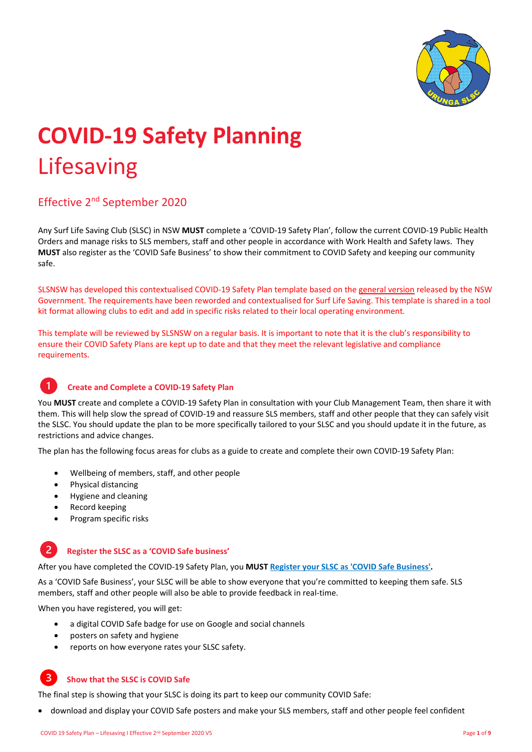# COVID-19 Safety Planning

## Lifesaving

### Effective 2nd September 2020

Any Surf Life Saving Club (SLSC) in NSW **MUST** complete a 'COVID-19 Safety Plan', follow the current COVID-19 Public Health Orders and manage risks to SLS members, staff and other people in accordance with Work Health and Safety laws. They **MUST** also register as the 'COVID Safe Business' to show their commitment to COVID Safety and keeping our community safe.

SLSNSW has developed this contextualised COVID-19 Safety Plan template based on the general version released by the NSW Government. The requirements have been reworded and contextualised for Surf Life Saving. This template is shared in a tool kit format allowing clubs to edit and add in specific risks related to their local operating environment.

This template will be reviewed by SLSNSW on a regular basis. It is important to note that it is the club's responsibility to ensure their COVID Safety Plans are kept up to date and that they meet the relevant legislative and compliance requirements.

### 1 Create and Complete a COVID-19 Safety Plan

You **MUST** create and complete a COVID-19 Safety Plan in consultation with your Club Management Team, then share it with them. This will help slow the spread of COVID-19 and reassure SLS members, staff and other people that they can safely visit the SLSC. You should update the plan to be more specifically tailored to your SLSC and you should update it in the future, as restrictions and advice changes.

The plan has the following focus areas for clubs as a guide to create and complete their own COVID-19 Safety Plan:

- Wellbeing of members, staff, and other people
- Physical distancing
- Hygiene and cleaning
- Record keeping
- Program specific risks

### 2 Register the SLSC as a 'COVID Safe business'

After you have completed the COVID-19 Safety Plan, you **MUST** **Register your SLSC as 'COVID Safe Business'.**

As a 'COVID Safe Business', your SLSC will be able to show everyone that you're committed to keeping them safe. SLS members, staff and other people will also be able to provide feedback in real-time.

When you have registered, you will get:

- a digital COVID Safe badge for use on Google and social channels
- posters on safety and hygiene
- reports on how everyone rates your SLSC safety.

### 3 Show that the SLSC is COVID Safe

The final step is showing that your SLSC is doing its part to keep our community COVID Safe:

- download and display your COVID Safe posters and make your SLS members, staff and other people feel confident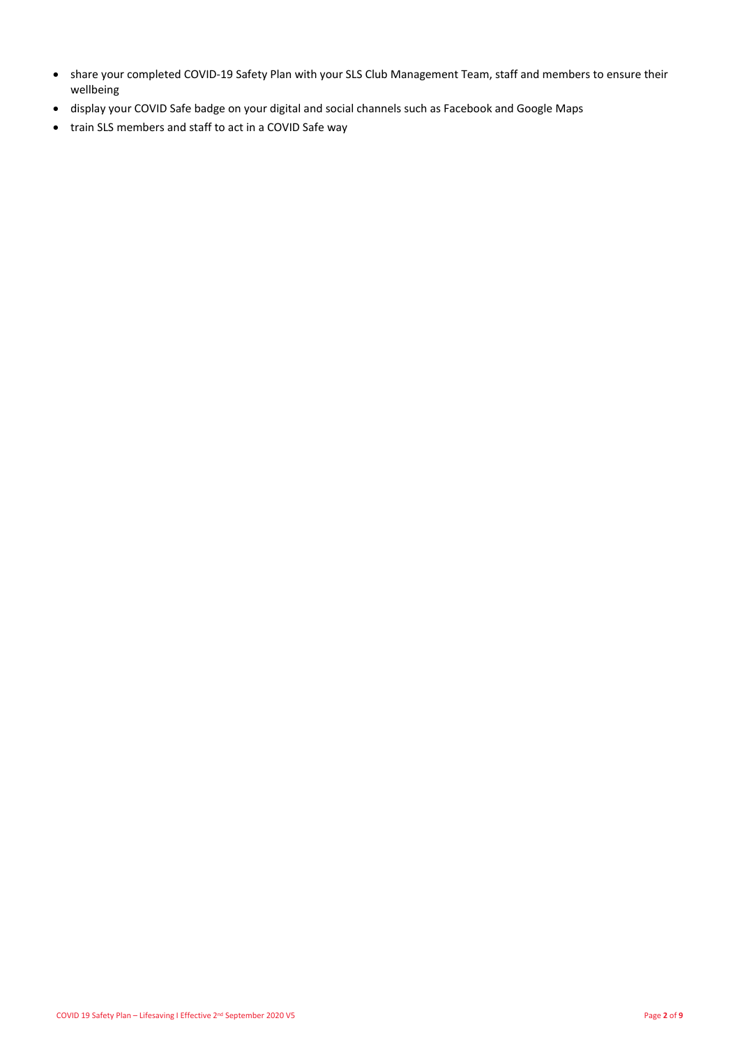- share your completed COVID-19 Safety Plan with your SLS Club Management Team, staff and members to ensure their wellbeing
- display your COVID Safe badge on your digital and social channels such as Facebook and Google Maps
- train SLS members and staff to act in a COVID Safe way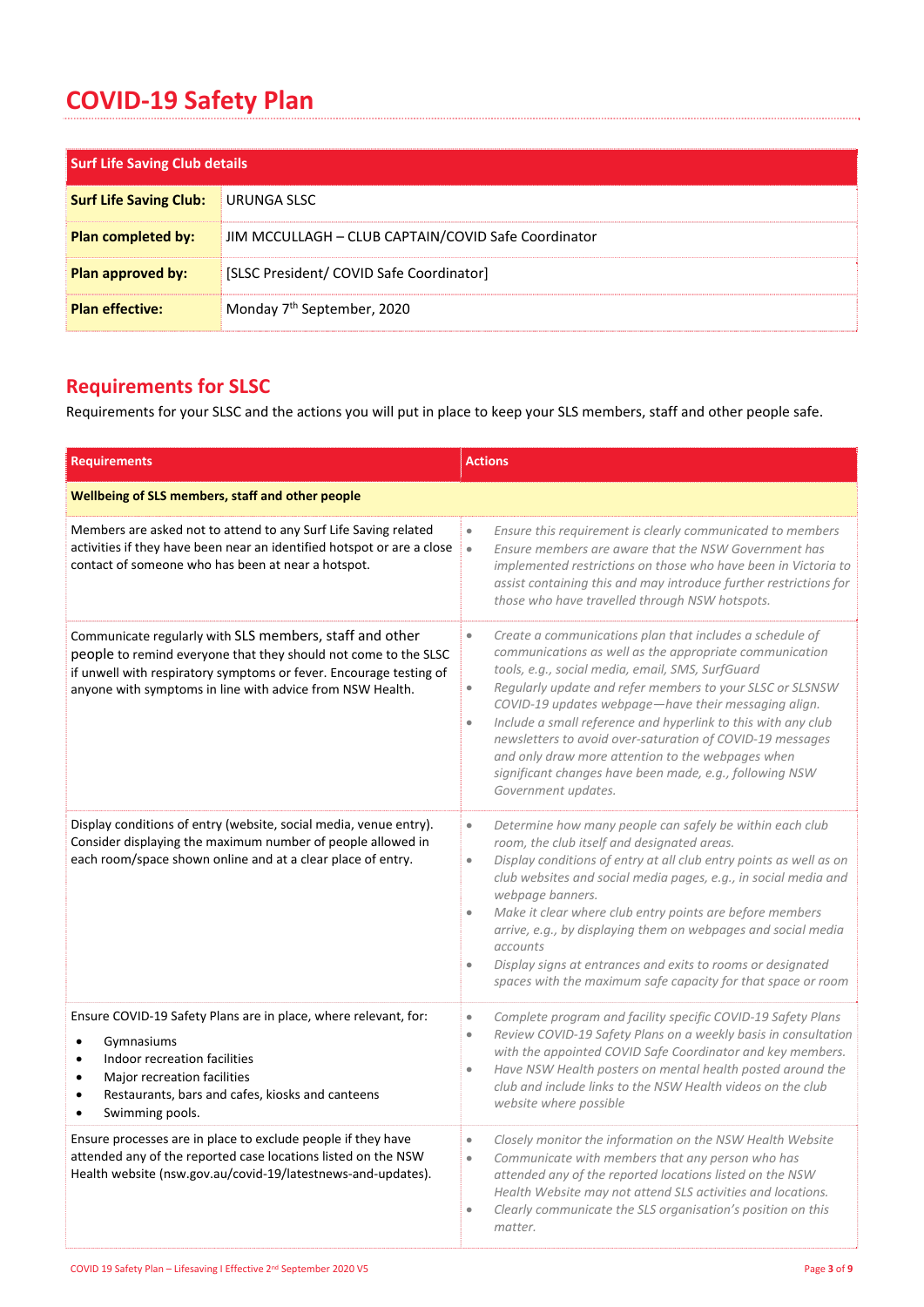# COVID-19 Safety Plan

| **Surf Life Saving Club details** | |
|---|---|
| **Surf Life Saving Club:** | URUNGA SLSC |
| **Plan completed by:** | JIM MCCULLAGH – CLUB CAPTAIN/COVID Safe Coordinator |
| **Plan approved by:** | [SLSC President/ COVID Safe Coordinator] |
| **Plan effective:** | Monday 7th September, 2020 |

## Requirements for SLSC

Requirements for your SLSC and the actions you will put in place to keep your SLS members, staff and other people safe.

| Requirements | Actions |
|---|---|
| **Wellbeing of SLS members, staff and other people** | |
| Members are asked not to attend to any Surf Life Saving related activities if they have been near an identified hotspot or are a close contact of someone who has been at near a hotspot. | • *Ensure this requirement is clearly communicated to members*<br>• *Ensure members are aware that the NSW Government has implemented restrictions on those who have been in Victoria to assist containing this and may introduce further restrictions for those who have travelled through NSW hotspots.* |
| Communicate regularly with SLS members, staff and other people to remind everyone that they should not come to the SLSC if unwell with respiratory symptoms or fever. Encourage testing of anyone with symptoms in line with advice from NSW Health. | • *Create a communications plan that includes a schedule of communications as well as the appropriate communication tools, e.g., social media, email, SMS, SurfGuard*<br>• *Regularly update and refer members to your SLSC or SLSNSW COVID-19 updates webpage—have their messaging align.*<br>• *Include a small reference and hyperlink to this with any club newsletters to avoid over-saturation of COVID-19 messages and only draw more attention to the webpages when significant changes have been made, e.g., following NSW Government updates.* |
| Display conditions of entry (website, social media, venue entry). Consider displaying the maximum number of people allowed in each room/space shown online and at a clear place of entry. | • *Determine how many people can safely be within each club room, the club itself and designated areas.*<br>• *Display conditions of entry at all club entry points as well as on club websites and social media pages, e.g., in social media and webpage banners.*<br>• *Make it clear where club entry points are before members arrive, e.g., by displaying them on webpages and social media accounts*<br>• *Display signs at entrances and exits to rooms or designated spaces with the maximum safe capacity for that space or room* |
| Ensure COVID-19 Safety Plans are in place, where relevant, for:<br>• Gymnasiums<br>• Indoor recreation facilities<br>• Major recreation facilities<br>• Restaurants, bars and cafes, kiosks and canteens<br>• Swimming pools. | • *Complete program and facility specific COVID-19 Safety Plans*<br>• *Review COVID-19 Safety Plans on a weekly basis in consultation with the appointed COVID Safe Coordinator and key members.*<br>• *Have NSW Health posters on mental health posted around the club and include links to the NSW Health videos on the club website where possible* |
| Ensure processes are in place to exclude people if they have attended any of the reported case locations listed on the NSW Health website (nsw.gov.au/covid-19/latestnews-and-updates). | • *Closely monitor the information on the NSW Health Website*<br>• *Communicate with members that any person who has attended any of the reported locations listed on the NSW Health Website may not attend SLS activities and locations.*<br>• *Clearly communicate the SLS organisation's position on this matter.* |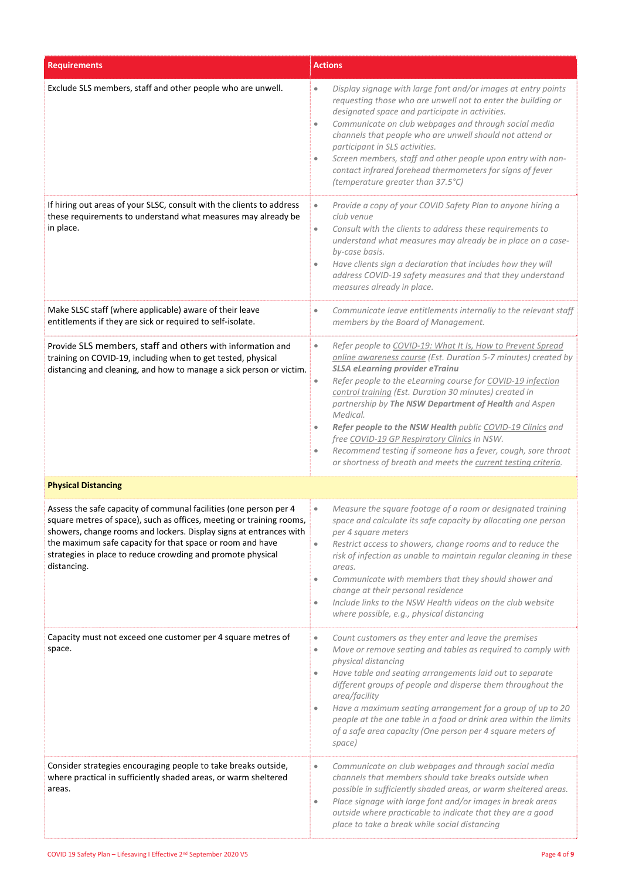| Requirements | Actions |
|---|---|
| Exclude SLS members, staff and other people who are unwell. | • *Display signage with large font and/or images at entry points requesting those who are unwell not to enter the building or designated space and participate in activities.*<br>• *Communicate on club webpages and through social media channels that people who are unwell should not attend or participant in SLS activities.*<br>• *Screen members, staff and other people upon entry with non-contact infrared forehead thermometers for signs of fever (temperature greater than 37.5°C)* |
| If hiring out areas of your SLSC, consult with the clients to address these requirements to understand what measures may already be in place. | • *Provide a copy of your COVID Safety Plan to anyone hiring a club venue*<br>• *Consult with the clients to address these requirements to understand what measures may already be in place on a case-by-case basis.*<br>• *Have clients sign a declaration that includes how they will address COVID-19 safety measures and that they understand measures already in place.* |
| Make SLSC staff (where applicable) aware of their leave entitlements if they are sick or required to self-isolate. | • *Communicate leave entitlements internally to the relevant staff members by the Board of Management.* |
| Provide SLS members, staff and others with information and training on COVID-19, including when to get tested, physical distancing and cleaning, and how to manage a sick person or victim. | • *Refer people to COVID-19: What It Is, How to Prevent Spread online awareness course (Est. Duration 5-7 minutes) created by **SLSA eLearning provider eTrainu***<br>• *Refer people to the eLearning course for COVID-19 infection control training (Est. Duration 30 minutes) created in partnership by **The NSW Department of Health** and Aspen Medical.*<br>• ***Refer people to the NSW Health** public COVID-19 Clinics and free COVID-19 GP Respiratory Clinics in NSW.*<br>• *Recommend testing if someone has a fever, cough, sore throat or shortness of breath and meets the current testing criteria.* |
| **Physical Distancing** | |
| Assess the safe capacity of communal facilities (one person per 4 square metres of space), such as offices, meeting or training rooms, showers, change rooms and lockers. Display signs at entrances with the maximum safe capacity for that space or room and have strategies in place to reduce crowding and promote physical distancing. | • *Measure the square footage of a room or designated training space and calculate its safe capacity by allocating one person per 4 square meters*<br>• *Restrict access to showers, change rooms and to reduce the risk of infection as unable to maintain regular cleaning in these areas.*<br>• *Communicate with members that they should shower and change at their personal residence*<br>• *Include links to the NSW Health videos on the club website where possible, e.g., physical distancing* |
| Capacity must not exceed one customer per 4 square metres of space. | • *Count customers as they enter and leave the premises*<br>• *Move or remove seating and tables as required to comply with physical distancing*<br>• *Have table and seating arrangements laid out to separate different groups of people and disperse them throughout the area/facility*<br>• *Have a maximum seating arrangement for a group of up to 20 people at the one table in a food or drink area within the limits of a safe area capacity (One person per 4 square meters of space)* |
| Consider strategies encouraging people to take breaks outside, where practical in sufficiently shaded areas, or warm sheltered areas. | • *Communicate on club webpages and through social media channels that members should take breaks outside when possible in sufficiently shaded areas, or warm sheltered areas.*<br>• *Place signage with large font and/or images in break areas outside where practicable to indicate that they are a good place to take a break while social distancing* |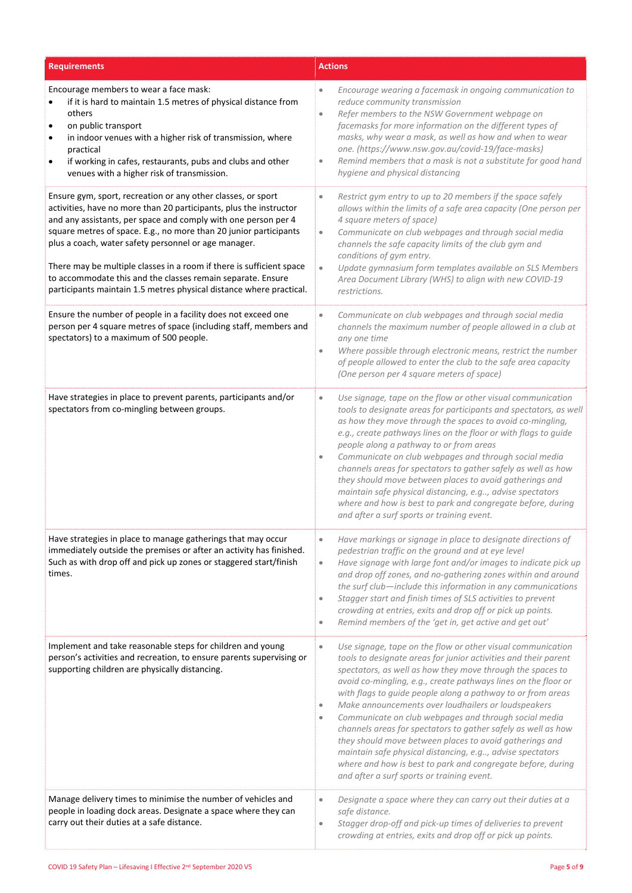| Requirements | Actions |
|---|---|
| Encourage members to wear a face mask:<br>• if it is hard to maintain 1.5 metres of physical distance from others<br>• on public transport<br>• in indoor venues with a higher risk of transmission, where practical<br>• if working in cafes, restaurants, pubs and clubs and other venues with a higher risk of transmission. | • *Encourage wearing a facemask in ongoing communication to reduce community transmission*<br>• *Refer members to the NSW Government webpage on facemasks for more information on the different types of masks, why wear a mask, as well as how and when to wear one. (https://www.nsw.gov.au/covid-19/face-masks)*<br>• *Remind members that a mask is not a substitute for good hand hygiene and physical distancing* |
| Ensure gym, sport, recreation or any other classes, or sport activities, have no more than 20 participants, plus the instructor and any assistants, per space and comply with one person per 4 square metres of space. E.g., no more than 20 junior participants plus a coach, water safety personnel or age manager.<br><br>There may be multiple classes in a room if there is sufficient space to accommodate this and the classes remain separate. Ensure participants maintain 1.5 metres physical distance where practical. | • *Restrict gym entry to up to 20 members if the space safely allows within the limits of a safe area capacity (One person per 4 square meters of space)*<br>• *Communicate on club webpages and through social media channels the safe capacity limits of the club gym and conditions of gym entry.*<br>• *Update gymnasium form templates available on SLS Members Area Document Library (WHS) to align with new COVID-19 restrictions.* |
| Ensure the number of people in a facility does not exceed one person per 4 square metres of space (including staff, members and spectators) to a maximum of 500 people. | • *Communicate on club webpages and through social media channels the maximum number of people allowed in a club at any one time*<br>• *Where possible through electronic means, restrict the number of people allowed to enter the club to the safe area capacity (One person per 4 square meters of space)* |
| Have strategies in place to prevent parents, participants and/or spectators from co-mingling between groups. | • *Use signage, tape on the flow or other visual communication tools to designate areas for participants and spectators, as well as how they move through the spaces to avoid co-mingling, e.g., create pathways lines on the floor or with flags to guide people along a pathway to or from areas*<br>• *Communicate on club webpages and through social media channels areas for spectators to gather safely as well as how they should move between places to avoid gatherings and maintain safe physical distancing, e.g.., advise spectators where and how is best to park and congregate before, during and after a surf sports or training event.* |
| Have strategies in place to manage gatherings that may occur immediately outside the premises or after an activity has finished. Such as with drop off and pick up zones or staggered start/finish times. | • *Have markings or signage in place to designate directions of pedestrian traffic on the ground and at eye level*<br>• *Have signage with large font and/or images to indicate pick up and drop off zones, and no-gathering zones within and around the surf club—include this information in any communications*<br>• *Stagger start and finish times of SLS activities to prevent crowding at entries, exits and drop off or pick up points.*<br>• *Remind members of the 'get in, get active and get out'* |
| Implement and take reasonable steps for children and young person's activities and recreation, to ensure parents supervising or supporting children are physically distancing. | • *Use signage, tape on the flow or other visual communication tools to designate areas for junior activities and their parent spectators, as well as how they move through the spaces to avoid co-mingling, e.g., create pathways lines on the floor or with flags to guide people along a pathway to or from areas*<br>• *Make announcements over loudhailers or loudspeakers*<br>• *Communicate on club webpages and through social media channels areas for spectators to gather safely as well as how they should move between places to avoid gatherings and maintain safe physical distancing, e.g.., advise spectators where and how is best to park and congregate before, during and after a surf sports or training event.* |
| Manage delivery times to minimise the number of vehicles and people in loading dock areas. Designate a space where they can carry out their duties at a safe distance. | • *Designate a space where they can carry out their duties at a safe distance.*<br>• *Stagger drop-off and pick-up times of deliveries to prevent crowding at entries, exits and drop off or pick up points.* |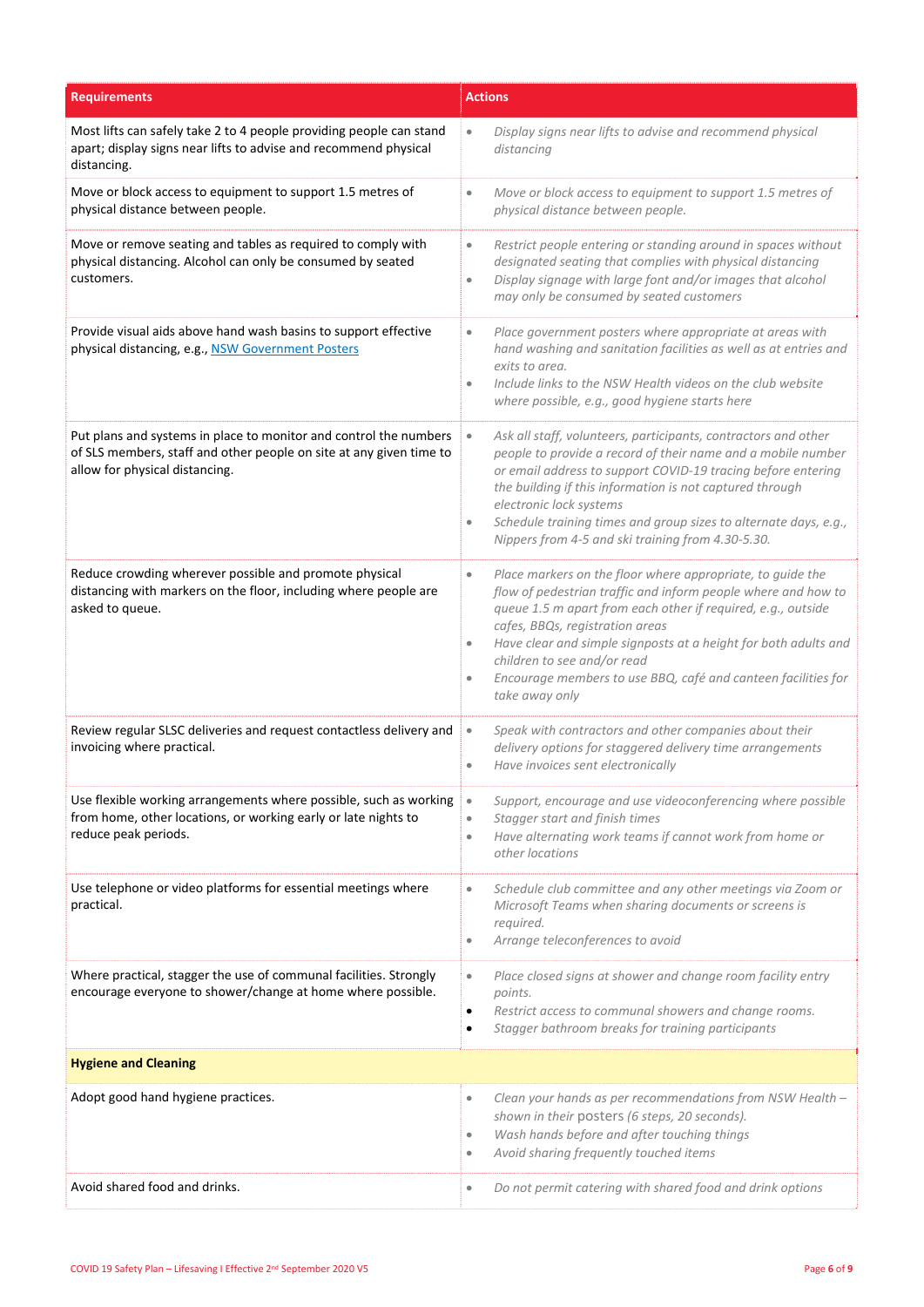| Requirements | Actions |
| --- | --- |
| Most lifts can safely take 2 to 4 people providing people can stand apart; display signs near lifts to advise and recommend physical distancing. | • *Display signs near lifts to advise and recommend physical distancing* |
| Move or block access to equipment to support 1.5 metres of physical distance between people. | • *Move or block access to equipment to support 1.5 metres of physical distance between people.* |
| Move or remove seating and tables as required to comply with physical distancing. Alcohol can only be consumed by seated customers. | • *Restrict people entering or standing around in spaces without designated seating that complies with physical distancing*<br>• *Display signage with large font and/or images that alcohol may only be consumed by seated customers* |
| Provide visual aids above hand wash basins to support effective physical distancing, e.g., [NSW Government Posters]() | • *Place government posters where appropriate at areas with hand washing and sanitation facilities as well as at entries and exits to area.*<br>• *Include links to the NSW Health videos on the club website where possible, e.g., good hygiene starts here* |
| Put plans and systems in place to monitor and control the numbers of SLS members, staff and other people on site at any given time to allow for physical distancing. | • *Ask all staff, volunteers, participants, contractors and other people to provide a record of their name and a mobile number or email address to support COVID-19 tracing before entering the building if this information is not captured through electronic lock systems*<br>• *Schedule training times and group sizes to alternate days, e.g., Nippers from 4-5 and ski training from 4.30-5.30.* |
| Reduce crowding wherever possible and promote physical distancing with markers on the floor, including where people are asked to queue. | • *Place markers on the floor where appropriate, to guide the flow of pedestrian traffic and inform people where and how to queue 1.5 m apart from each other if required, e.g., outside cafes, BBQs, registration areas*<br>• *Have clear and simple signposts at a height for both adults and children to see and/or read*<br>• *Encourage members to use BBQ, café and canteen facilities for take away only* |
| Review regular SLSC deliveries and request contactless delivery and invoicing where practical. | • *Speak with contractors and other companies about their delivery options for staggered delivery time arrangements*<br>• *Have invoices sent electronically* |
| Use flexible working arrangements where possible, such as working from home, other locations, or working early or late nights to reduce peak periods. | • *Support, encourage and use videoconferencing where possible*<br>• *Stagger start and finish times*<br>• *Have alternating work teams if cannot work from home or other locations* |
| Use telephone or video platforms for essential meetings where practical. | • *Schedule club committee and any other meetings via Zoom or Microsoft Teams when sharing documents or screens is required.*<br>• *Arrange teleconferences to avoid* |
| Where practical, stagger the use of communal facilities. Strongly encourage everyone to shower/change at home where possible. | • *Place closed signs at shower and change room facility entry points.*<br>• *Restrict access to communal showers and change rooms.*<br>• *Stagger bathroom breaks for training participants* |
| **Hygiene and Cleaning** | |
| Adopt good hand hygiene practices. | • *Clean your hands as per recommendations from NSW Health – shown in their posters (6 steps, 20 seconds).*<br>• *Wash hands before and after touching things*<br>• *Avoid sharing frequently touched items* |
| Avoid shared food and drinks. | • *Do not permit catering with shared food and drink options* |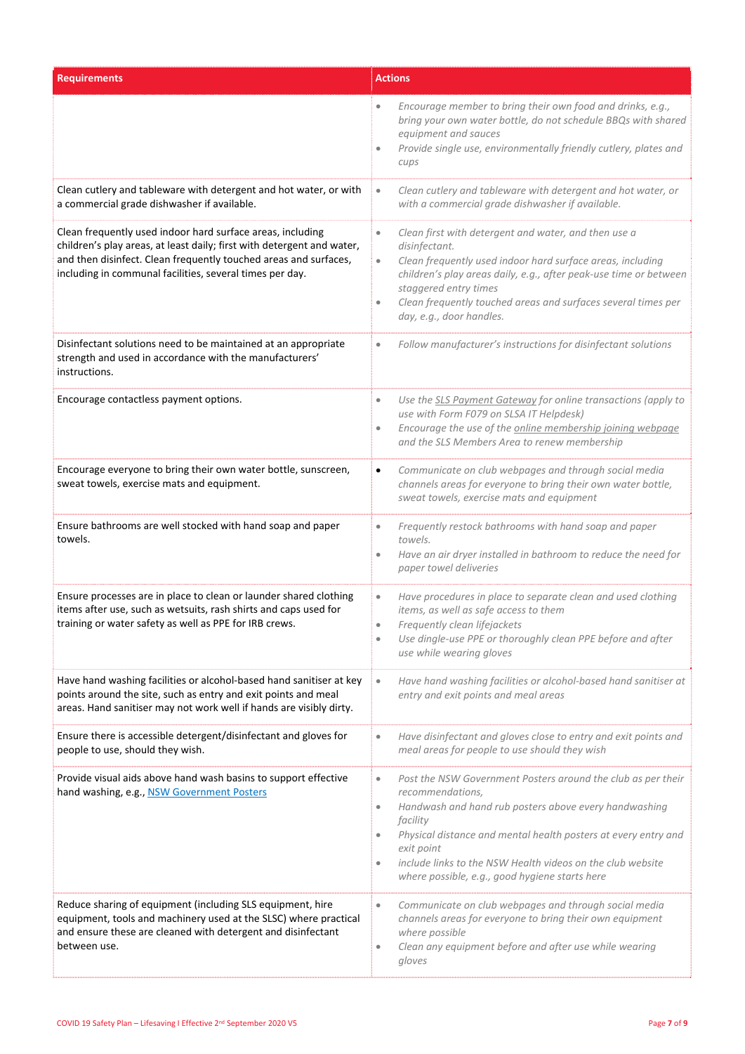| Requirements | Actions |
|---|---|
| | • *Encourage member to bring their own food and drinks, e.g., bring your own water bottle, do not schedule BBQs with shared equipment and sauces*<br>• *Provide single use, environmentally friendly cutlery, plates and cups* |
| Clean cutlery and tableware with detergent and hot water, or with a commercial grade dishwasher if available. | • *Clean cutlery and tableware with detergent and hot water, or with a commercial grade dishwasher if available.* |
| Clean frequently used indoor hard surface areas, including children's play areas, at least daily; first with detergent and water, and then disinfect. Clean frequently touched areas and surfaces, including in communal facilities, several times per day. | • *Clean first with detergent and water, and then use a disinfectant.*<br>• *Clean frequently used indoor hard surface areas, including children's play areas daily, e.g., after peak-use time or between staggered entry times*<br>• *Clean frequently touched areas and surfaces several times per day, e.g., door handles.* |
| Disinfectant solutions need to be maintained at an appropriate strength and used in accordance with the manufacturers' instructions. | • *Follow manufacturer's instructions for disinfectant solutions* |
| Encourage contactless payment options. | • *Use the SLS Payment Gateway for online transactions (apply to use with Form F079 on SLSA IT Helpdesk)*<br>• *Encourage the use of the online membership joining webpage and the SLS Members Area to renew membership* |
| Encourage everyone to bring their own water bottle, sunscreen, sweat towels, exercise mats and equipment. | • *Communicate on club webpages and through social media channels areas for everyone to bring their own water bottle, sweat towels, exercise mats and equipment* |
| Ensure bathrooms are well stocked with hand soap and paper towels. | • *Frequently restock bathrooms with hand soap and paper towels.*<br>• *Have an air dryer installed in bathroom to reduce the need for paper towel deliveries* |
| Ensure processes are in place to clean or launder shared clothing items after use, such as wetsuits, rash shirts and caps used for training or water safety as well as PPE for IRB crews. | • *Have procedures in place to separate clean and used clothing items, as well as safe access to them*<br>• *Frequently clean lifejackets*<br>• *Use dingle-use PPE or thoroughly clean PPE before and after use while wearing gloves* |
| Have hand washing facilities or alcohol-based hand sanitiser at key points around the site, such as entry and exit points and meal areas. Hand sanitiser may not work well if hands are visibly dirty. | • *Have hand washing facilities or alcohol-based hand sanitiser at entry and exit points and meal areas* |
| Ensure there is accessible detergent/disinfectant and gloves for people to use, should they wish. | • *Have disinfectant and gloves close to entry and exit points and meal areas for people to use should they wish* |
| Provide visual aids above hand wash basins to support effective hand washing, e.g., NSW Government Posters | • *Post the NSW Government Posters around the club as per their recommendations,*<br>• *Handwash and hand rub posters above every handwashing facility*<br>• *Physical distance and mental health posters at every entry and exit point*<br>• *include links to the NSW Health videos on the club website where possible, e.g., good hygiene starts here* |
| Reduce sharing of equipment (including SLS equipment, hire equipment, tools and machinery used at the SLSC) where practical and ensure these are cleaned with detergent and disinfectant between use. | • *Communicate on club webpages and through social media channels areas for everyone to bring their own equipment where possible*<br>• *Clean any equipment before and after use while wearing gloves* |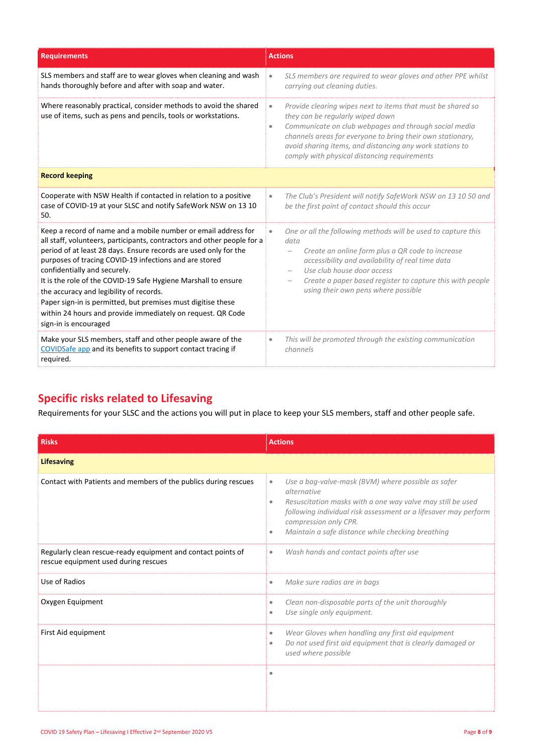| Requirements | Actions |
|---|---|
| SLS members and staff are to wear gloves when cleaning and wash hands thoroughly before and after with soap and water. | • *SLS members are required to wear gloves and other PPE whilst carrying out cleaning duties.* |
| Where reasonably practical, consider methods to avoid the shared use of items, such as pens and pencils, tools or workstations. | • *Provide clearing wipes next to items that must be shared so they can be regularly wiped down*<br>• *Communicate on club webpages and through social media channels areas for everyone to bring their own stationary, avoid sharing items, and distancing any work stations to comply with physical distancing requirements* |
| **Record keeping** | |
| Cooperate with NSW Health if contacted in relation to a positive case of COVID-19 at your SLSC and notify SafeWork NSW on 13 10 50. | • *The Club's President will notify SafeWork NSW on 13 10 50 and be the first point of contact should this occur* |
| Keep a record of name and a mobile number or email address for all staff, volunteers, participants, contractors and other people for a period of at least 28 days. Ensure records are used only for the purposes of tracing COVID-19 infections and are stored confidentially and securely.<br>It is the role of the COVID-19 Safe Hygiene Marshall to ensure the accuracy and legibility of records.<br>Paper sign-in is permitted, but premises must digitise these within 24 hours and provide immediately on request. QR Code sign-in is encouraged | • *One or all the following methods will be used to capture this data*<br>– *Create an online form plus a QR code to increase accessibility and availability of real time data*<br>– *Use club house door access*<br>– *Create a paper based register to capture this with people using their own pens where possible* |
| Make your SLS members, staff and other people aware of the [COVIDSafe app](COVIDSafe app) and its benefits to support contact tracing if required. | • *This will be promoted through the existing communication channels* |

## Specific risks related to Lifesaving

Requirements for your SLSC and the actions you will put in place to keep your SLS members, staff and other people safe.

| Risks | Actions |
|---|---|
| **Lifesaving** | |
| Contact with Patients and members of the publics during rescues | • *Use a bag-valve-mask (BVM) where possible as safer alternative*<br>• *Resuscitation masks with a one way valve may still be used following individual risk assessment or a lifesaver may perform compression only CPR.*<br>• *Maintain a safe distance while checking breathing* |
| Regularly clean rescue-ready equipment and contact points of rescue equipment used during rescues | • *Wash hands and contact points after use* |
| Use of Radios | • *Make sure radios are in bags* |
| Oxygen Equipment | • *Clean non-disposable parts of the unit thoroughly*<br>• *Use single only equipment.* |
| First Aid equipment | • *Wear Gloves when handling any first aid equipment*<br>• *Do not used first aid equipment that is clearly damaged or used where possible* |
| | • |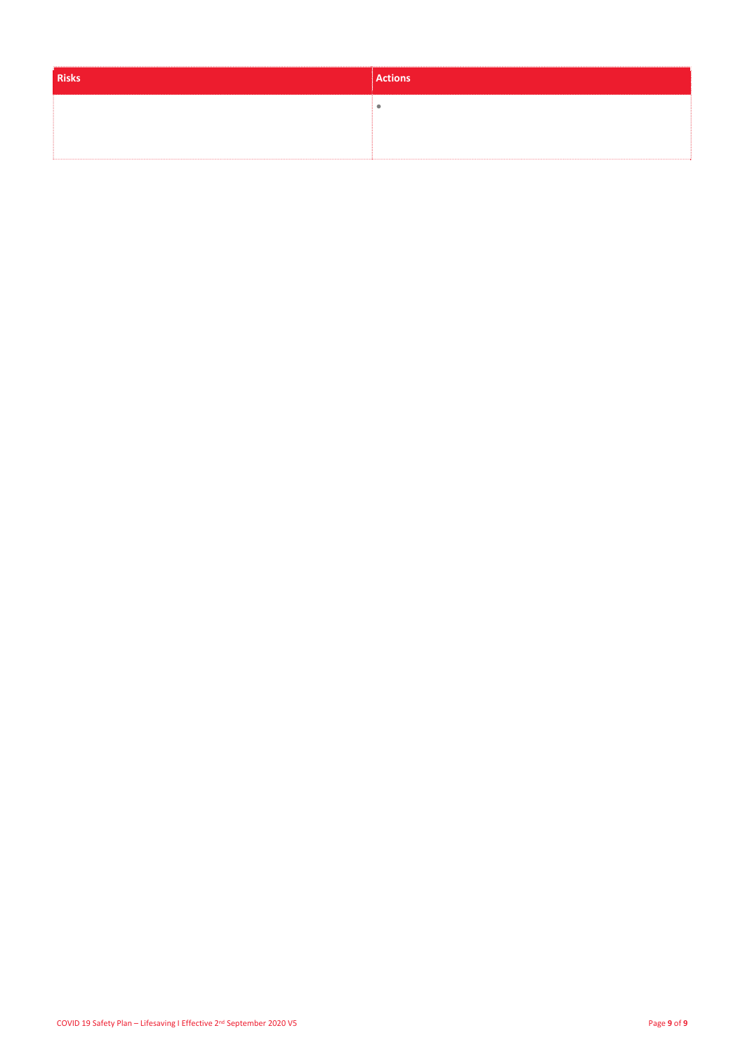| Risks | Actions |
| --- | --- |
| | • |